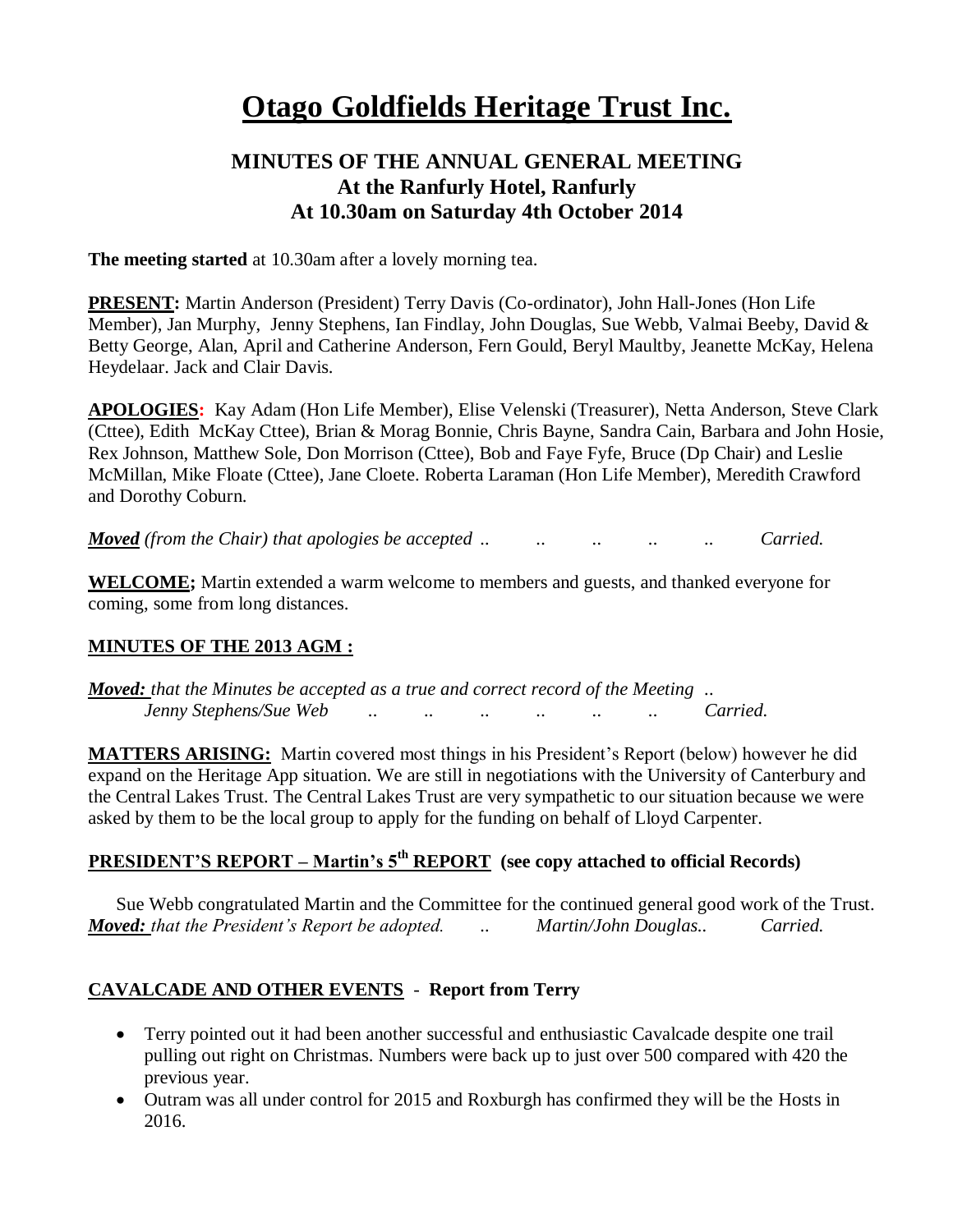# Otago Goldfields Heritage Trust Inc.

## MINUTES OF THE ANNUAL GENERAL MEETING
## At the Ranfurly Hotel, Ranfurly
## At 10.30am on Saturday 4th October 2014

**The meeting started** at 10.30am after a lovely morning tea.

**PRESENT:** Martin Anderson (President) Terry Davis (Co-ordinator), John Hall-Jones (Hon Life Member), Jan Murphy, Jenny Stephens, Ian Findlay, John Douglas, Sue Webb, Valmai Beeby, David & Betty George, Alan, April and Catherine Anderson, Fern Gould, Beryl Maultby, Jeanette McKay, Helena Heydelaar. Jack and Clair Davis.

**APOLOGIES:** Kay Adam (Hon Life Member), Elise Velenski (Treasurer), Netta Anderson, Steve Clark (Cttee), Edith McKay Cttee), Brian & Morag Bonnie, Chris Bayne, Sandra Cain, Barbara and John Hosie, Rex Johnson, Matthew Sole, Don Morrison (Cttee), Bob and Faye Fyfe, Bruce (Dp Chair) and Leslie McMillan, Mike Floate (Cttee), Jane Cloete. Roberta Laraman (Hon Life Member), Meredith Crawford and Dorothy Coburn.

***Moved*** *(from the Chair) that apologies be accepted .. .. .. .. .. Carried.*

**WELCOME;** Martin extended a warm welcome to members and guests, and thanked everyone for coming, some from long distances.

**MINUTES OF THE 2013 AGM :**

***Moved:*** *that the Minutes be accepted as a true and correct record of the Meeting ..*
*Jenny Stephens/Sue Web .. .. .. .. .. .. Carried.*

**MATTERS ARISING:** Martin covered most things in his President's Report (below) however he did expand on the Heritage App situation. We are still in negotiations with the University of Canterbury and the Central Lakes Trust. The Central Lakes Trust are very sympathetic to our situation because we were asked by them to be the local group to apply for the funding on behalf of Lloyd Carpenter.

**PRESIDENT'S REPORT – Martin's 5th REPORT (see copy attached to official Records)**

Sue Webb congratulated Martin and the Committee for the continued general good work of the Trust.
***Moved:*** *that the President's Report be adopted. .. Martin/John Douglas.. Carried.*

**CAVALCADE AND OTHER EVENTS - Report from Terry**

- Terry pointed out it had been another successful and enthusiastic Cavalcade despite one trail pulling out right on Christmas. Numbers were back up to just over 500 compared with 420 the previous year.
- Outram was all under control for 2015 and Roxburgh has confirmed they will be the Hosts in 2016.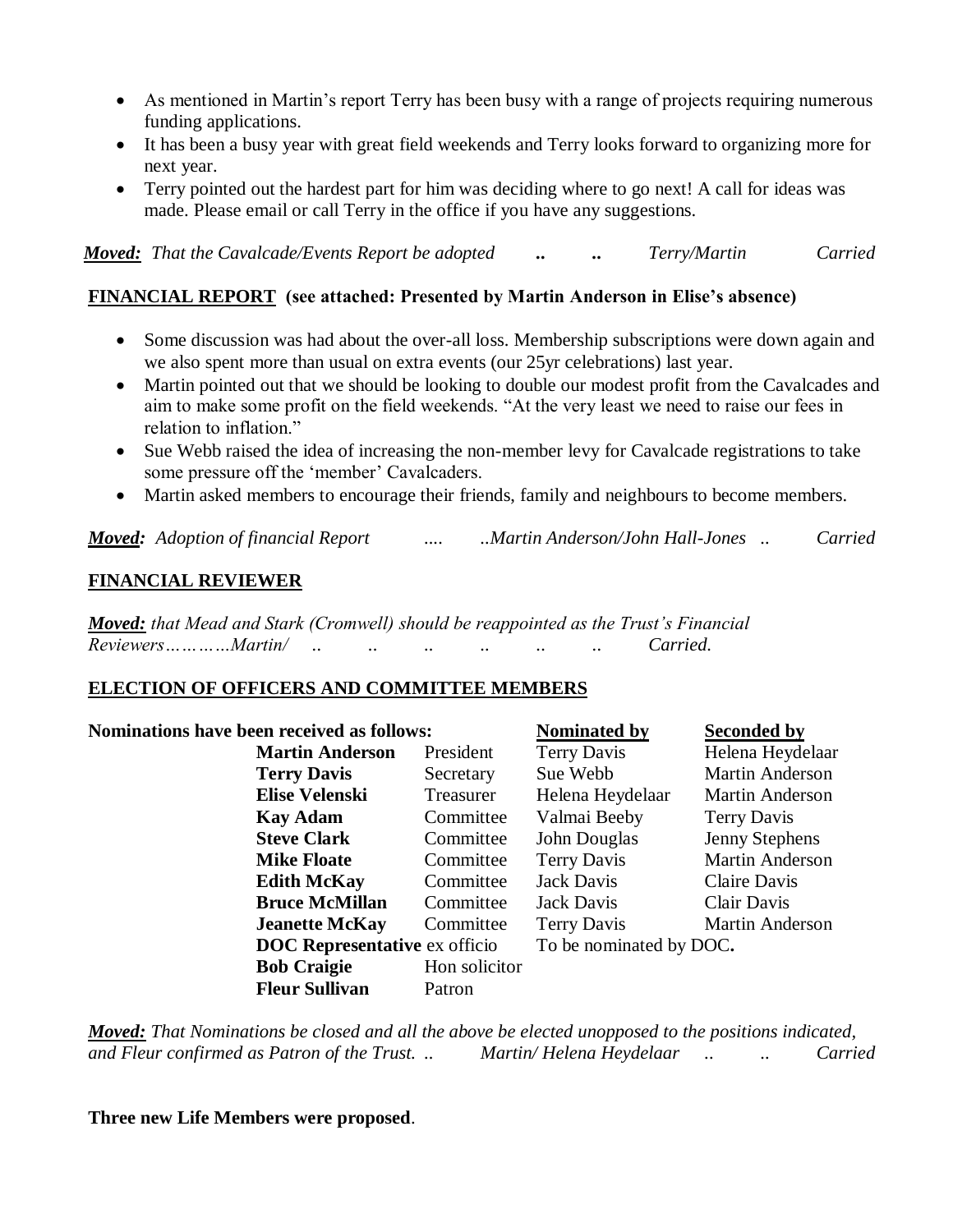- As mentioned in Martin's report Terry has been busy with a range of projects requiring numerous funding applications.
- It has been a busy year with great field weekends and Terry looks forward to organizing more for next year.
- Terry pointed out the hardest part for him was deciding where to go next! A call for ideas was made. Please email or call Terry in the office if you have any suggestions.

***Moved:*** *That the Cavalcade/Events Report be adopted .. .. Terry/Martin Carried*

## FINANCIAL REPORT (see attached: Presented by Martin Anderson in Elise's absence)

- Some discussion was had about the over-all loss. Membership subscriptions were down again and we also spent more than usual on extra events (our 25yr celebrations) last year.
- Martin pointed out that we should be looking to double our modest profit from the Cavalcades and aim to make some profit on the field weekends. "At the very least we need to raise our fees in relation to inflation."
- Sue Webb raised the idea of increasing the non-member levy for Cavalcade registrations to take some pressure off the 'member' Cavalcaders.
- Martin asked members to encourage their friends, family and neighbours to become members.

***Moved:*** *Adoption of financial Report .... ..Martin Anderson/John Hall-Jones .. Carried*

## FINANCIAL REVIEWER

***Moved:*** *that Mead and Stark (Cromwell) should be reappointed as the Trust's Financial Reviewers…………Martin/ .. .. .. .. .. .. Carried.*

## ELECTION OF OFFICERS AND COMMITTEE MEMBERS

**Nominations have been received as follows:**

| Name | Position | Nominated by | Seconded by |
|---|---|---|---|
| **Martin Anderson** | President | Terry Davis | Helena Heydelaar |
| **Terry Davis** | Secretary | Sue Webb | Martin Anderson |
| **Elise Velenski** | Treasurer | Helena Heydelaar | Martin Anderson |
| **Kay Adam** | Committee | Valmai Beeby | Terry Davis |
| **Steve Clark** | Committee | John Douglas | Jenny Stephens |
| **Mike Floate** | Committee | Terry Davis | Martin Anderson |
| **Edith McKay** | Committee | Jack Davis | Claire Davis |
| **Bruce McMillan** | Committee | Jack Davis | Clair Davis |
| **Jeanette McKay** | Committee | Terry Davis | Martin Anderson |
| **DOC Representative** | ex officio | To be nominated by DOC**.** | |
| **Bob Craigie** | Hon solicitor | | |
| **Fleur Sullivan** | Patron | | |

***Moved:*** *That Nominations be closed and all the above be elected unopposed to the positions indicated, and Fleur confirmed as Patron of the Trust. .. Martin/ Helena Heydelaar .. .. Carried*

**Three new Life Members were proposed**.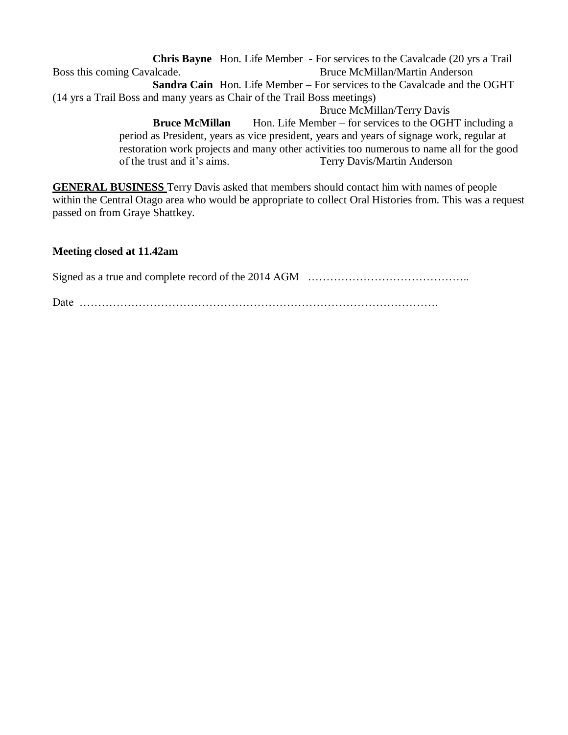**Chris Bayne** Hon. Life Member - For services to the Cavalcade (20 yrs a Trail Boss this coming Cavalcade. Bruce McMillan/Martin Anderson

**Sandra Cain** Hon. Life Member – For services to the Cavalcade and the OGHT (14 yrs a Trail Boss and many years as Chair of the Trail Boss meetings) Bruce McMillan/Terry Davis

**Bruce McMillan** Hon. Life Member – for services to the OGHT including a period as President, years as vice president, years and years of signage work, regular at restoration work projects and many other activities too numerous to name all for the good of the trust and it's aims. Terry Davis/Martin Anderson

**GENERAL BUSINESS** Terry Davis asked that members should contact him with names of people within the Central Otago area who would be appropriate to collect Oral Histories from. This was a request passed on from Graye Shattkey.

**Meeting closed at 11.42am**

Signed as a true and complete record of the 2014 AGM ……………………………………..

Date ………………………………………………………………………………….